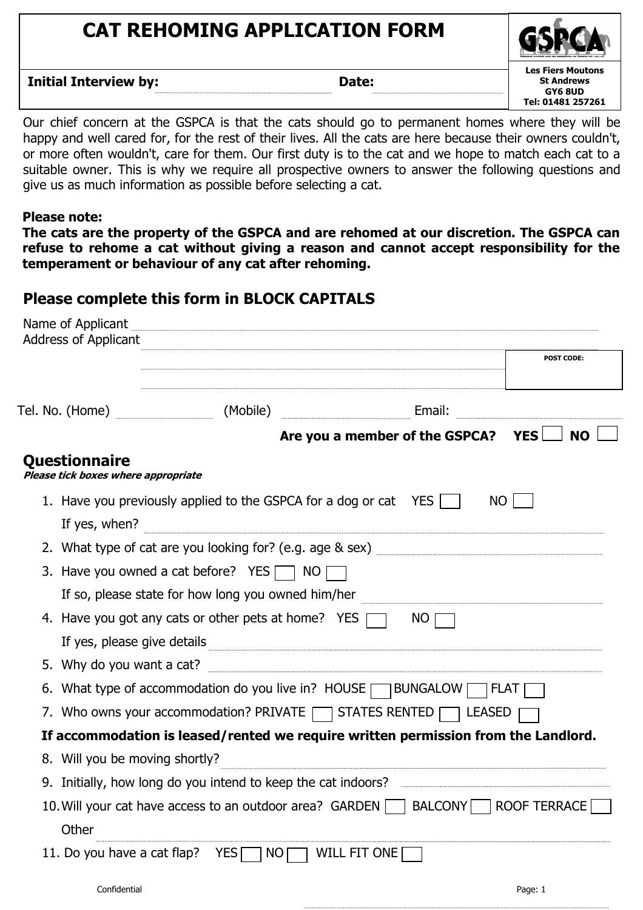# CAT REHOMING APPLICATION FORM

**Initial Interview by:** ______________________ **Date:** ______________

**GSPCA**
**Les Fiers Moutons**
**St Andrews**
**GY6 8UD**
**Tel: 01481 257261**

Our chief concern at the GSPCA is that the cats should go to permanent homes where they will be happy and well cared for, for the rest of their lives. All the cats are here because their owners couldn't, or more often wouldn't, care for them. Our first duty is to the cat and we hope to match each cat to a suitable owner. This is why we require all prospective owners to answer the following questions and give us as much information as possible before selecting a cat.

**Please note:**
**The cats are the property of the GSPCA and are rehomed at our discretion. The GSPCA can refuse to rehome a cat without giving a reason and cannot accept responsibility for the temperament or behaviour of any cat after rehoming.**

## Please complete this form in BLOCK CAPITALS

Name of Applicant ______________________

Address of Applicant ______________________

______________________

______________________ **POST CODE:** __________

Tel. No. (Home) __________ (Mobile) __________ Email: __________

**Are you a member of the GSPCA? YES ☐ NO ☐**

## Questionnaire

***Please tick boxes where appropriate***

1. Have you previously applied to the GSPCA for a dog or cat YES ☐ NO ☐
   If yes, when? ______________________
2. What type of cat are you looking for? (e.g. age & sex) ______________________
3. Have you owned a cat before? YES ☐ NO ☐
   If so, please state for how long you owned him/her ______________________
4. Have you got any cats or other pets at home? YES ☐ NO ☐
   If yes, please give details ______________________
5. Why do you want a cat? ______________________
6. What type of accommodation do you live in? HOUSE ☐ BUNGALOW ☐ FLAT ☐
7. Who owns your accommodation? PRIVATE ☐ STATES RENTED ☐ LEASED ☐

**If accommodation is leased/rented we require written permission from the Landlord.**

8. Will you be moving shortly? ______________________
9. Initially, how long do you intend to keep the cat indoors? ______________________
10. Will your cat have access to an outdoor area? GARDEN ☐ BALCONY ☐ ROOF TERRACE ☐
    Other ______________________
11. Do you have a cat flap? YES ☐ NO ☐ WILL FIT ONE ☐

Confidential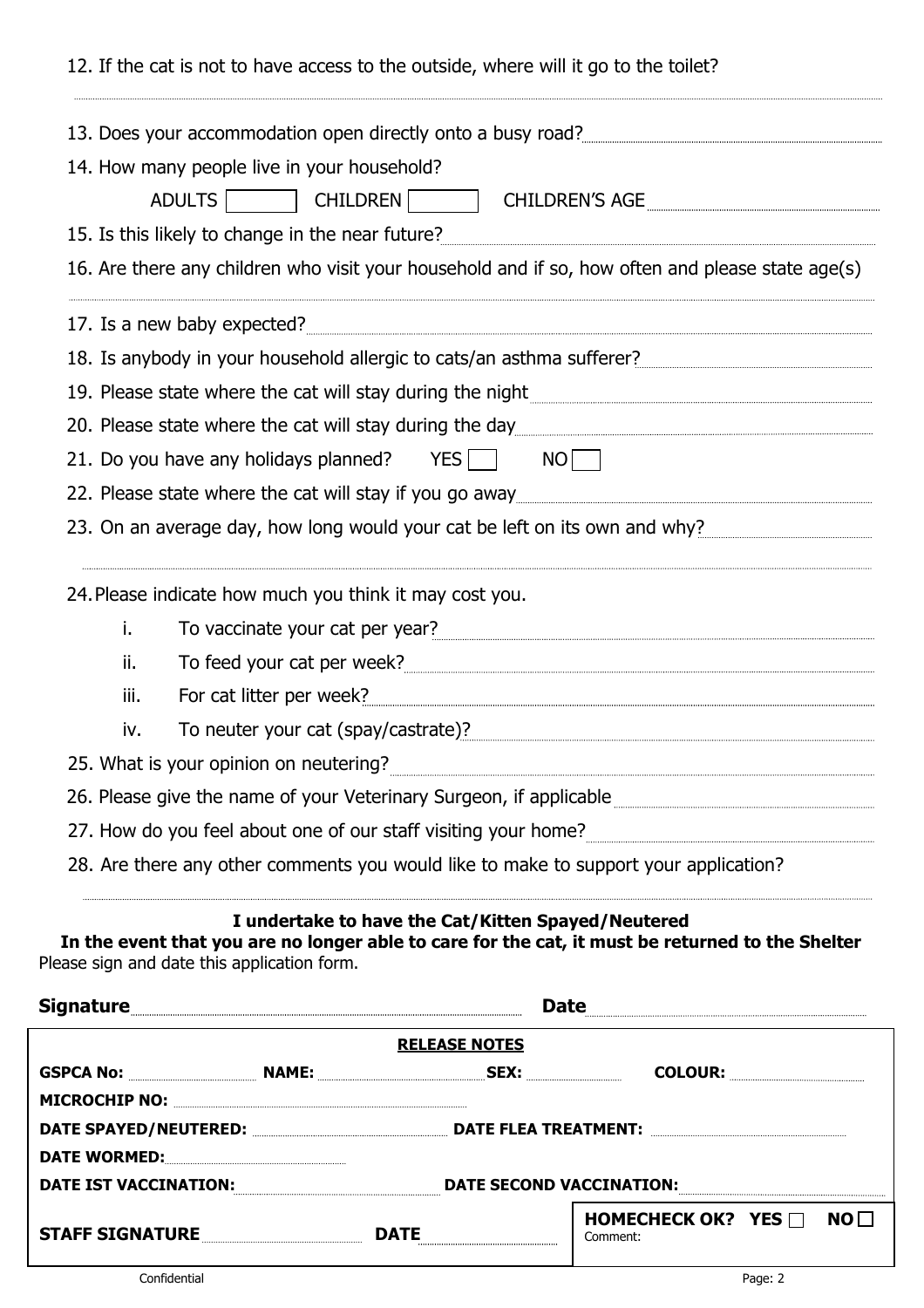12. If the cat is not to have access to the outside, where will it go to the toilet?

13. Does your accommodation open directly onto a busy road?

14. How many people live in your household?

ADULTS ☐ CHILDREN ☐ CHILDREN'S AGE

15. Is this likely to change in the near future?

16. Are there any children who visit your household and if so, how often and please state age(s)

17. Is a new baby expected?

18. Is anybody in your household allergic to cats/an asthma sufferer?

19. Please state where the cat will stay during the night

20. Please state where the cat will stay during the day

21. Do you have any holidays planned? YES ☐ NO ☐

22. Please state where the cat will stay if you go away

23. On an average day, how long would your cat be left on its own and why?

24. Please indicate how much you think it may cost you.

   i. To vaccinate your cat per year?

   ii. To feed your cat per week?

   iii. For cat litter per week?

   iv. To neuter your cat (spay/castrate)?

25. What is your opinion on neutering?

26. Please give the name of your Veterinary Surgeon, if applicable

27. How do you feel about one of our staff visiting your home?

28. Are there any other comments you would like to make to support your application?

**I undertake to have the Cat/Kitten Spayed/Neutered**

**In the event that you are no longer able to care for the cat, it must be returned to the Shelter**

Please sign and date this application form.

**Signature** **Date**

**RELEASE NOTES**

**GSPCA No:** **NAME:** **SEX:** **COLOUR:**

**MICROCHIP NO:**

**DATE SPAYED/NEUTERED:** **DATE FLEA TREATMENT:**

**DATE WORMED:**

**DATE IST VACCINATION:** **DATE SECOND VACCINATION:**

**STAFF SIGNATURE** **DATE**

**HOMECHECK OK? YES ☐ NO ☐**

Comment:

Confidential